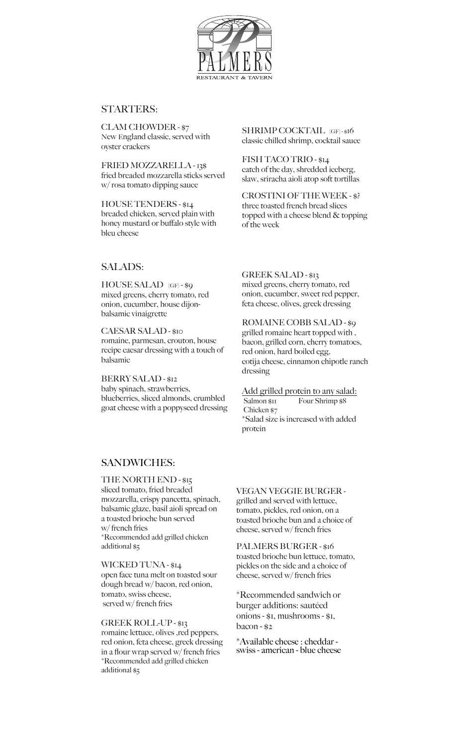# PALMERS
RESTAURANT & TAVERN

## STARTERS:

**CLAM CHOWDER - $7**
New England classic, served with oyster crackers

**FRIED MOZZARELLA - 13$**
fried breaded mozzarella sticks served w/ rosa tomato dipping sauce

**HOUSE TENDERS - $14**
breaded chicken, served plain with honey mustard or buffalo style with bleu cheese

**SHRIMP COCKTAIL [GF] - $16**
classic chilled shrimp, cocktail sauce

**FISH TACO TRIO - $14**
catch of the day, shredded iceberg, slaw, sriracha aioli atop soft tortillas

**CROSTINI OF THE WEEK - $?**
three toasted french bread slices topped with a cheese blend & topping of the week

## SALADS:

**HOUSE SALAD [GF] - $9**
mixed greens, cherry tomato, red onion, cucumber, house dijon-balsamic vinaigrette

**CAESAR SALAD - $10**
romaine, parmesan, crouton, house recipe caesar dressing with a touch of balsamic

**BERRY SALAD - $12**
baby spinach, strawberries, blueberries, sliced almonds, crumbled goat cheese with a poppyseed dressing

**GREEK SALAD - $13**
mixed greens, cherry tomato, red onion, cucumber, sweet red pepper, feta cheese, olives, greek dressing

**ROMAINE COBB SALAD - $9**
grilled romaine heart topped with , bacon, grilled corn, cherry tomatoes, red onion, hard boiled egg, cotija cheese, cinnamon chipotle ranch dressing

Add grilled protein to any salad:
Salmon $11 Four Shrimp $8
Chicken $7
*Salad size is increased with added protein

## SANDWICHES:

**THE NORTH END - $15**
sliced tomato, fried breaded mozzarella, crispy pancetta, spinach, balsamic glaze, basil aioli spread on a toasted brioche bun served w/ french fries
*Recommended add grilled chicken additional $5

**WICKED TUNA - $14**
open face tuna melt on toasted sour dough bread w/ bacon, red onion, tomato, swiss cheese, served w/ french fries

**GREEK ROLL-UP - $13**
romaine lettuce, olives ,red peppers, red onion, feta cheese, greek dressing in a flour wrap served w/ french fries
*Recommended add grilled chicken additional $5

**VEGAN VEGGIE BURGER -**
grilled and served with lettuce, tomato, pickles, red onion, on a toasted brioche bun and a choice of cheese, served w/ french fries

**PALMERS BURGER - $16**
toasted brioche bun lettuce, tomato, pickles on the side and a choice of cheese, served w/ french fries

*Recommended sandwich or burger additions: sautéed onions - $1, mushrooms - $1, bacon - $2

*Available cheese : cheddar - swiss - american - blue cheese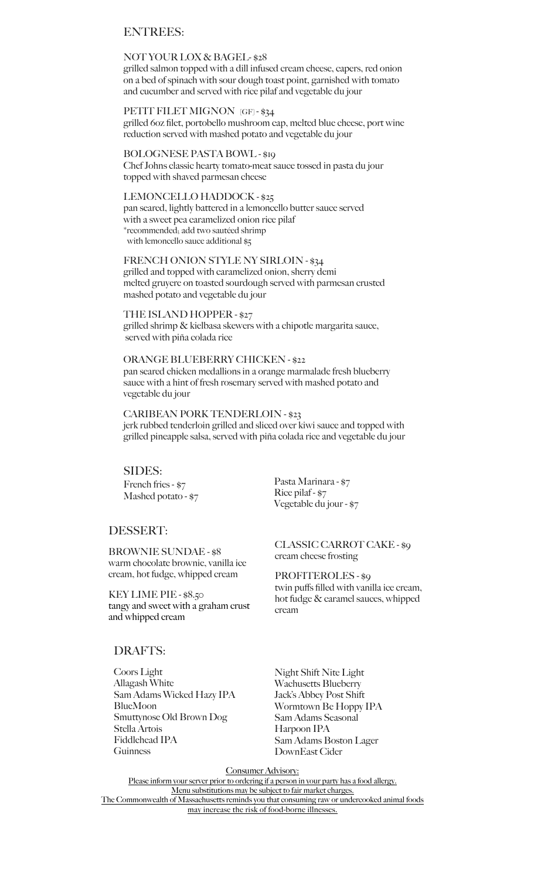## ENTREES:

**NOT YOUR LOX & BAGEL- $28**
grilled salmon topped with a dill infused cream cheese, capers, red onion on a bed of spinach with sour dough toast point, garnished with tomato and cucumber and served with rice pilaf and vegetable du jour

**PETIT FILET MIGNON [GF] - $34**
grilled 6oz filet, portobello mushroom cap, melted blue cheese, port wine reduction served with mashed potato and vegetable du jour

**BOLOGNESE PASTA BOWL - $19**
Chef Johns classic hearty tomato-meat sauce tossed in pasta du jour topped with shaved parmesan cheese

**LEMONCELLO HADDOCK - $25**
pan seared, lightly battered in a lemoncello butter sauce served with a sweet pea caramelized onion rice pilaf
*recommended; add two sautéed shrimp with lemoncello sauce additional $5

**FRENCH ONION STYLE NY SIRLOIN - $34**
grilled and topped with caramelized onion, sherry demi melted gruyere on toasted sourdough served with parmesan crusted mashed potato and vegetable du jour

**THE ISLAND HOPPER - $27**
grilled shrimp & kielbasa skewers with a chipotle margarita sauce, served with piña colada rice

**ORANGE BLUEBERRY CHICKEN - $22**
pan seared chicken medallions in a orange marmalade fresh blueberry sauce with a hint of fresh rosemary served with mashed potato and vegetable du jour

**CARIBEAN PORK TENDERLOIN - $23**
jerk rubbed tenderloin grilled and sliced over kiwi sauce and topped with grilled pineapple salsa, served with piña colada rice and vegetable du jour

## SIDES:

French fries - $7
Mashed potato - $7
Pasta Marinara - $7
Rice pilaf - $7
Vegetable du jour - $7

## DESSERT:

**BROWNIE SUNDAE - $8**
warm chocolate brownie, vanilla ice cream, hot fudge, whipped cream

**KEY LIME PIE - $8.50**
tangy and sweet with a graham crust and whipped cream

**CLASSIC CARROT CAKE - $9**
cream cheese frosting

**PROFITEROLES - $9**
twin puffs filled with vanilla ice cream, hot fudge & caramel sauces, whipped cream

## DRAFTS:

Coors Light
Allagash White
Sam Adams Wicked Hazy IPA
BlueMoon
Smuttynose Old Brown Dog
Stella Artois
Fiddlehead IPA
Guinness
Night Shift Nite Light
Wachusetts Blueberry
Jack's Abbey Post Shift
Wormtown Be Hoppy IPA
Sam Adams Seasonal
Harpoon IPA
Sam Adams Boston Lager
DownEast Cider

Consumer Advisory:
Please inform your server prior to ordering if a person in your party has a food allergy.
Menu substitutions may be subject to fair market charges.
The Commonwealth of Massachusetts reminds you that consuming raw or undercooked animal foods may increase the risk of food-borne illnesses.